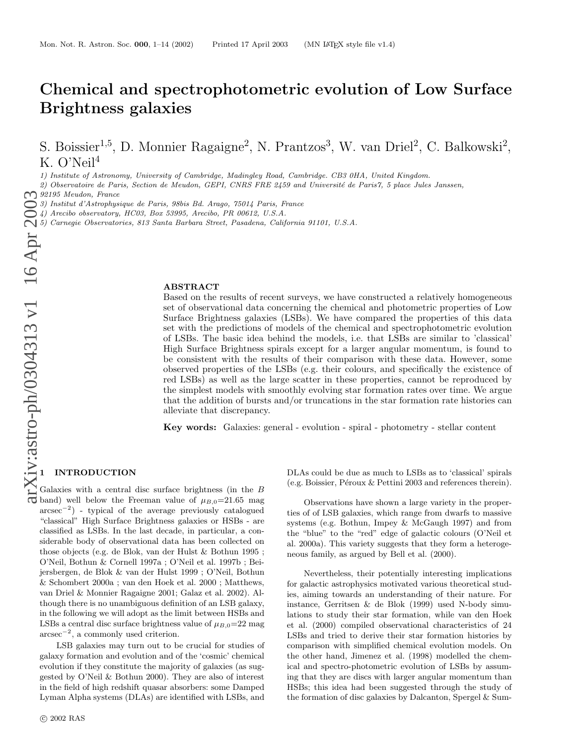# Chemical and spectrophotometric evolution of Low Surface Brightness galaxies

S. Boissier[1,5], D. Monnier Ragaigne[2], N. Prantzos[3], W. van Driel[2], C. Balkowski[2], K. O'Neil[4]

1) Institute of Astronomy, University of Cambridge, Madingley Road, Cambridge. CB3 0HA, United Kingdom.
2) Observatoire de Paris, Section de Meudon, GEPI, CNRS FRE 2459 and Université de Paris7, 5 place Jules Janssen, 92195 Meudon, France
3) Institut d'Astrophysique de Paris, 98bis Bd. Arago, 75014 Paris, France
4) Arecibo observatory, HC03, Box 53995, Arecibo, PR 00612, U.S.A.
5) Carnegie Observatories, 813 Santa Barbara Street, Pasadena, California 91101, U.S.A.

## ABSTRACT

Based on the results of recent surveys, we have constructed a relatively homogeneous set of observational data concerning the chemical and photometric properties of Low Surface Brightness galaxies (LSBs). We have compared the properties of this data set with the predictions of models of the chemical and spectrophotometric evolution of LSBs. The basic idea behind the models, i.e. that LSBs are similar to 'classical' High Surface Brightness spirals except for a larger angular momentum, is found to be consistent with the results of their comparison with these data. However, some observed properties of the LSBs (e.g. their colours, and specifically the existence of red LSBs) as well as the large scatter in these properties, cannot be reproduced by the simplest models with smoothly evolving star formation rates over time. We argue that the addition of bursts and/or truncations in the star formation rate histories can alleviate that discrepancy.

**Key words:** Galaxies: general - evolution - spiral - photometry - stellar content

## 1 INTRODUCTION

Galaxies with a central disc surface brightness (in the $B$ band) well below the Freeman value of $\mu_{B,0}$=21.65 mag arcsec$^{-2}$) - typical of the average previously catalogued "classical" High Surface Brightness galaxies or HSBs - are classified as LSBs. In the last decade, in particular, a considerable body of observational data has been collected on those objects (e.g. de Blok, van der Hulst & Bothun 1995 ; O'Neil, Bothun & Cornell 1997a ; O'Neil et al. 1997b ; Beijersbergen, de Blok & van der Hulst 1999 ; O'Neil, Bothun & Schombert 2000a ; van den Hoek et al. 2000 ; Matthews, van Driel & Monnier Ragaigne 2001; Galaz et al. 2002). Although there is no unambiguous definition of an LSB galaxy, in the following we will adopt as the limit between HSBs and LSBs a central disc surface brightness value of $\mu_{B,0}$=22 mag arcsec$^{-2}$, a commonly used criterion.

LSB galaxies may turn out to be crucial for studies of galaxy formation and evolution and of the 'cosmic' chemical evolution if they constitute the majority of galaxies (as suggested by O'Neil & Bothun 2000). They are also of interest in the field of high redshift quasar absorbers: some Damped Lyman Alpha systems (DLAs) are identified with LSBs, and DLAs could be due as much to LSBs as to 'classical' spirals (e.g. Boissier, Péroux & Pettini 2003 and references therein).

Observations have shown a large variety in the properties of of LSB galaxies, which range from dwarfs to massive systems (e.g. Bothun, Impey & McGaugh 1997) and from the "blue" to the "red" edge of galactic colours (O'Neil et al. 2000a). This variety suggests that they form a heterogeneous family, as argued by Bell et al. (2000).

Nevertheless, their potentially interesting implications for galactic astrophysics motivated various theoretical studies, aiming towards an understanding of their nature. For instance, Gerritsen & de Blok (1999) used N-body simulations to study their star formation, while van den Hoek et al. (2000) compiled observational characteristics of 24 LSBs and tried to derive their star formation histories by comparison with simplified chemical evolution models. On the other hand, Jimenez et al. (1998) modelled the chemical and spectro-photometric evolution of LSBs by assuming that they are discs with larger angular momentum than HSBs; this idea had been suggested through the study of the formation of disc galaxies by Dalcanton, Spergel & Sum-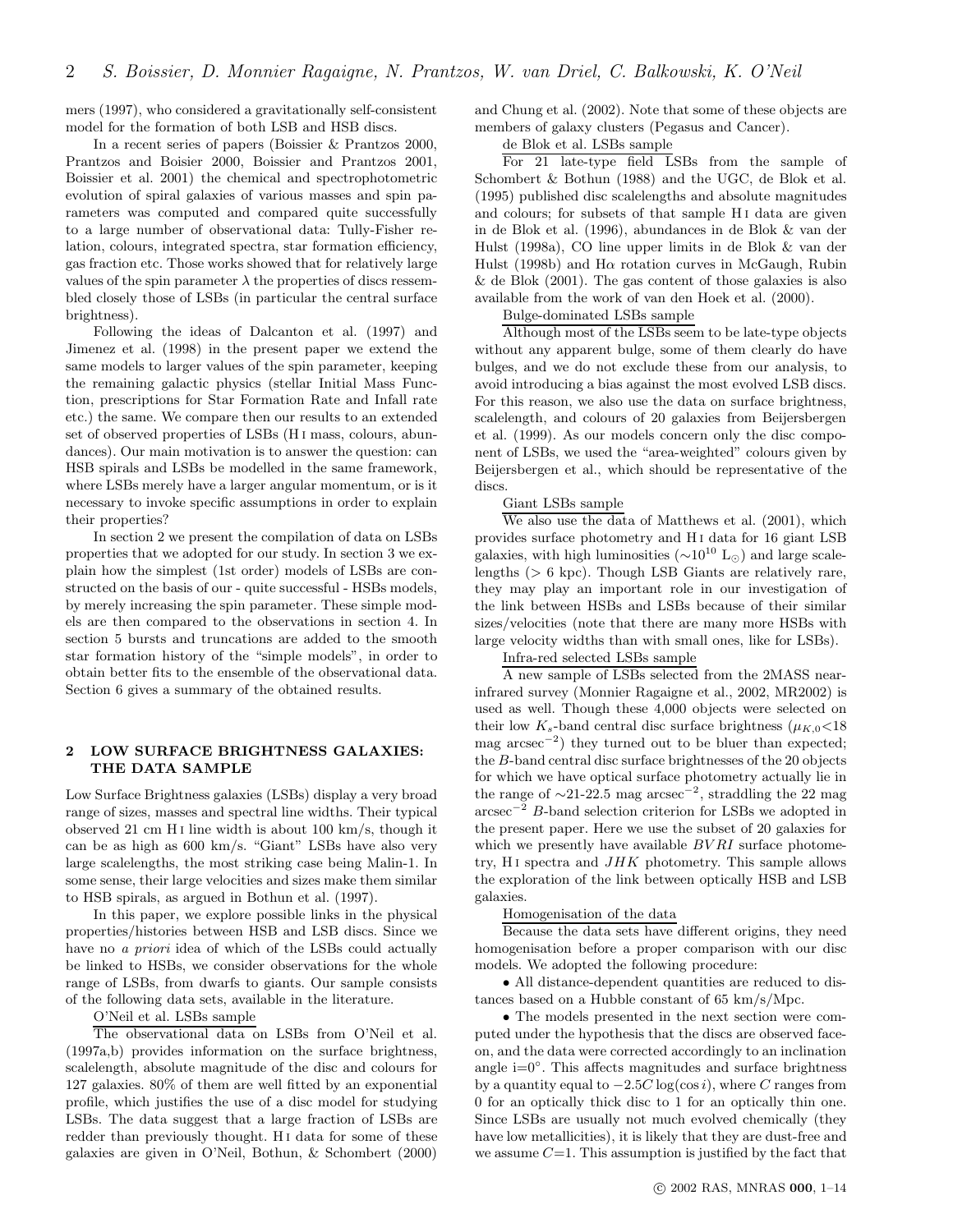mers (1997), who considered a gravitationally self-consistent model for the formation of both LSB and HSB discs.

In a recent series of papers (Boissier & Prantzos 2000, Prantzos and Boisier 2000, Boissier and Prantzos 2001, Boissier et al. 2001) the chemical and spectrophotometric evolution of spiral galaxies of various masses and spin parameters was computed and compared quite successfully to a large number of observational data: Tully-Fisher relation, colours, integrated spectra, star formation efficiency, gas fraction etc. Those works showed that for relatively large values of the spin parameter $\lambda$ the properties of discs ressembled closely those of LSBs (in particular the central surface brightness).

Following the ideas of Dalcanton et al. (1997) and Jimenez et al. (1998) in the present paper we extend the same models to larger values of the spin parameter, keeping the remaining galactic physics (stellar Initial Mass Function, prescriptions for Star Formation Rate and Infall rate etc.) the same. We compare then our results to an extended set of observed properties of LSBs (H I mass, colours, abundances). Our main motivation is to answer the question: can HSB spirals and LSBs be modelled in the same framework, where LSBs merely have a larger angular momentum, or is it necessary to invoke specific assumptions in order to explain their properties?

In section 2 we present the compilation of data on LSBs properties that we adopted for our study. In section 3 we explain how the simplest (1st order) models of LSBs are constructed on the basis of our - quite successful - HSBs models, by merely increasing the spin parameter. These simple models are then compared to the observations in section 4. In section 5 bursts and truncations are added to the smooth star formation history of the "simple models", in order to obtain better fits to the ensemble of the observational data. Section 6 gives a summary of the obtained results.

## 2 LOW SURFACE BRIGHTNESS GALAXIES: THE DATA SAMPLE

Low Surface Brightness galaxies (LSBs) display a very broad range of sizes, masses and spectral line widths. Their typical observed 21 cm H I line width is about 100 km/s, though it can be as high as 600 km/s. "Giant" LSBs have also very large scalelengths, the most striking case being Malin-1. In some sense, their large velocities and sizes make them similar to HSB spirals, as argued in Bothun et al. (1997).

In this paper, we explore possible links in the physical properties/histories between HSB and LSB discs. Since we have no *a priori* idea of which of the LSBs could actually be linked to HSBs, we consider observations for the whole range of LSBs, from dwarfs to giants. Our sample consists of the following data sets, available in the literature.

O'Neil et al. LSBs sample

The observational data on LSBs from O'Neil et al. (1997a,b) provides information on the surface brightness, scalelength, absolute magnitude of the disc and colours for 127 galaxies. 80% of them are well fitted by an exponential profile, which justifies the use of a disc model for studying LSBs. The data suggest that a large fraction of LSBs are redder than previously thought. H I data for some of these galaxies are given in O'Neil, Bothun, & Schombert (2000) and Chung et al. (2002). Note that some of these objects are members of galaxy clusters (Pegasus and Cancer).

de Blok et al. LSBs sample

For 21 late-type field LSBs from the sample of Schombert & Bothun (1988) and the UGC, de Blok et al. (1995) published disc scalelengths and absolute magnitudes and colours; for subsets of that sample H I data are given in de Blok et al. (1996), abundances in de Blok & van der Hulst (1998a), CO line upper limits in de Blok & van der Hulst (1998b) and H$\alpha$ rotation curves in McGaugh, Rubin & de Blok (2001). The gas content of those galaxies is also available from the work of van den Hoek et al. (2000).

Bulge-dominated LSBs sample

Although most of the LSBs seem to be late-type objects without any apparent bulge, some of them clearly do have bulges, and we do not exclude these from our analysis, to avoid introducing a bias against the most evolved LSB discs. For this reason, we also use the data on surface brightness, scalelength, and colours of 20 galaxies from Beijersbergen et al. (1999). As our models concern only the disc component of LSBs, we used the "area-weighted" colours given by Beijersbergen et al., which should be representative of the discs.

Giant LSBs sample

We also use the data of Matthews et al. (2001), which provides surface photometry and H I data for 16 giant LSB galaxies, with high luminosities ($\sim 10^{10}$ L$_\odot$) and large scalelengths (> 6 kpc). Though LSB Giants are relatively rare, they may play an important role in our investigation of the link between HSBs and LSBs because of their similar sizes/velocities (note that there are many more HSBs with large velocity widths than with small ones, like for LSBs).

Infra-red selected LSBs sample

A new sample of LSBs selected from the 2MASS near-infrared survey (Monnier Ragaigne et al., 2002, MR2002) is used as well. Though these 4,000 objects were selected on their low $K_s$-band central disc surface brightness ($\mu_{K,0}$<18 mag arcsec$^{-2}$) they turned out to be bluer than expected; the $B$-band central disc surface brightnesses of the 20 objects for which we have optical surface photometry actually lie in the range of $\sim$21-22.5 mag arcsec$^{-2}$, straddling the 22 mag arcsec$^{-2}$ $B$-band selection criterion for LSBs we adopted in the present paper. Here we use the subset of 20 galaxies for which we presently have available $BVRI$ surface photometry, H I spectra and $JHK$ photometry. This sample allows the exploration of the link between optically HSB and LSB galaxies.

Homogenisation of the data

Because the data sets have different origins, they need homogenisation before a proper comparison with our disc models. We adopted the following procedure:

- All distance-dependent quantities are reduced to distances based on a Hubble constant of 65 km/s/Mpc.
- The models presented in the next section were computed under the hypothesis that the discs are observed face-on, and the data were corrected accordingly to an inclination angle i=0°. This affects magnitudes and surface brightness by a quantity equal to $-2.5C\log(\cos i)$, where $C$ ranges from 0 for an optically thick disc to 1 for an optically thin one. Since LSBs are usually not much evolved chemically (they have low metallicities), it is likely that they are dust-free and we assume $C$=1. This assumption is justified by the fact that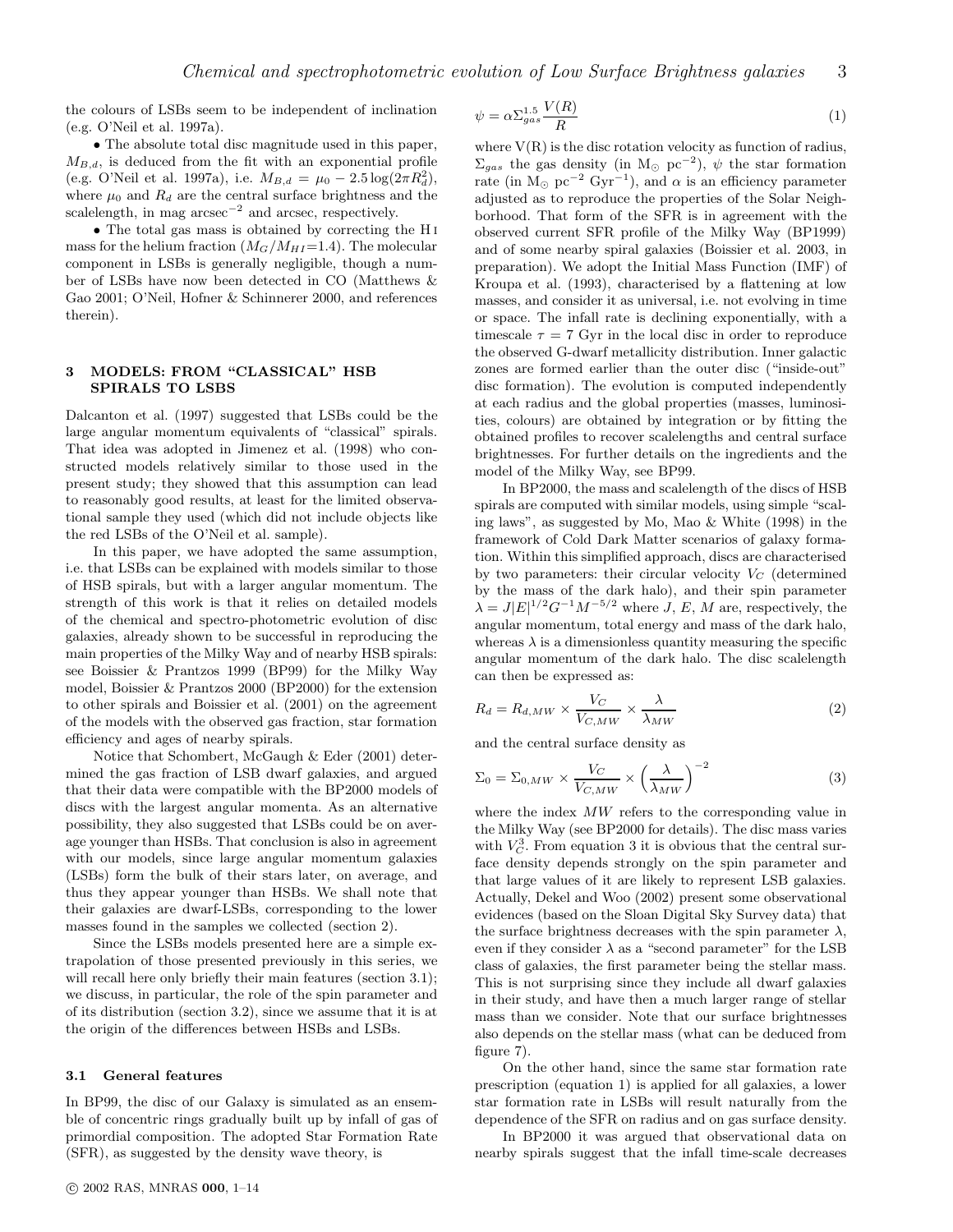the colours of LSBs seem to be independent of inclination (e.g. O'Neil et al. 1997a).

- The absolute total disc magnitude used in this paper, $M_{B,d}$, is deduced from the fit with an exponential profile (e.g. O'Neil et al. 1997a), i.e. $M_{B,d} = \mu_0 - 2.5\log(2\pi R_d^2)$, where $\mu_0$ and $R_d$ are the central surface brightness and the scalelength, in mag arcsec$^{-2}$ and arcsec, respectively.
- The total gas mass is obtained by correcting the H I mass for the helium fraction ($M_G/M_{HI}$=1.4). The molecular component in LSBs is generally negligible, though a number of LSBs have now been detected in CO (Matthews & Gao 2001; O'Neil, Hofner & Schinnerer 2000, and references therein).

## 3 MODELS: FROM "CLASSICAL" HSB SPIRALS TO LSBS

Dalcanton et al. (1997) suggested that LSBs could be the large angular momentum equivalents of "classical" spirals. That idea was adopted in Jimenez et al. (1998) who constructed models relatively similar to those used in the present study; they showed that this assumption can lead to reasonably good results, at least for the limited observational sample they used (which did not include objects like the red LSBs of the O'Neil et al. sample).

In this paper, we have adopted the same assumption, i.e. that LSBs can be explained with models similar to those of HSB spirals, but with a larger angular momentum. The strength of this work is that it relies on detailed models of the chemical and spectro-photometric evolution of disc galaxies, already shown to be successful in reproducing the main properties of the Milky Way and of nearby HSB spirals: see Boissier & Prantzos 1999 (BP99) for the Milky Way model, Boissier & Prantzos 2000 (BP2000) for the extension to other spirals and Boissier et al. (2001) on the agreement of the models with the observed gas fraction, star formation efficiency and ages of nearby spirals.

Notice that Schombert, McGaugh & Eder (2001) determined the gas fraction of LSB dwarf galaxies, and argued that their data were compatible with the BP2000 models of discs with the largest angular momenta. As an alternative possibility, they also suggested that LSBs could be on average younger than HSBs. That conclusion is also in agreement with our models, since large angular momentum galaxies (LSBs) form the bulk of their stars later, on average, and thus they appear younger than HSBs. We shall note that their galaxies are dwarf-LSBs, corresponding to the lower masses found in the samples we collected (section 2).

Since the LSBs models presented here are a simple extrapolation of those presented previously in this series, we will recall here only briefly their main features (section 3.1); we discuss, in particular, the role of the spin parameter and of its distribution (section 3.2), since we assume that it is at the origin of the differences between HSBs and LSBs.

### 3.1 General features

In BP99, the disc of our Galaxy is simulated as an ensemble of concentric rings gradually built up by infall of gas of primordial composition. The adopted Star Formation Rate (SFR), as suggested by the density wave theory, is

$$\psi = \alpha \Sigma_{gas}^{1.5} \frac{V(R)}{R} \tag{1}$$

where V(R) is the disc rotation velocity as function of radius, $\Sigma_{gas}$ the gas density (in M$_\odot$ pc$^{-2}$), $\psi$ the star formation rate (in M$_\odot$ pc$^{-2}$ Gyr$^{-1}$), and $\alpha$ is an efficiency parameter adjusted as to reproduce the properties of the Solar Neighborhood. That form of the SFR is in agreement with the observed current SFR profile of the Milky Way (BP1999) and of some nearby spiral galaxies (Boissier et al. 2003, in preparation). We adopt the Initial Mass Function (IMF) of Kroupa et al. (1993), characterised by a flattening at low masses, and consider it as universal, i.e. not evolving in time or space. The infall rate is declining exponentially, with a timescale $\tau$ = 7 Gyr in the local disc in order to reproduce the observed G-dwarf metallicity distribution. Inner galactic zones are formed earlier than the outer disc ("inside-out" disc formation). The evolution is computed independently at each radius and the global properties (masses, luminosities, colours) are obtained by integration or by fitting the obtained profiles to recover scalelengths and central surface brightnesses. For further details on the ingredients and the model of the Milky Way, see BP99.

In BP2000, the mass and scalelength of the discs of HSB spirals are computed with similar models, using simple "scaling laws", as suggested by Mo, Mao & White (1998) in the framework of Cold Dark Matter scenarios of galaxy formation. Within this simplified approach, discs are characterised by two parameters: their circular velocity $V_C$ (determined by the mass of the dark halo), and their spin parameter $\lambda = J|E|^{1/2}G^{-1}M^{-5/2}$ where $J$, $E$, $M$ are, respectively, the angular momentum, total energy and mass of the dark halo, whereas $\lambda$ is a dimensionless quantity measuring the specific angular momentum of the dark halo. The disc scalelength can then be expressed as:

$$R_d = R_{d,MW} \times \frac{V_C}{V_{C,MW}} \times \frac{\lambda}{\lambda_{MW}} \tag{2}$$

and the central surface density as

$$\Sigma_0 = \Sigma_{0,MW} \times \frac{V_C}{V_{C,MW}} \times \left(\frac{\lambda}{\lambda_{MW}}\right)^{-2} \tag{3}$$

where the index $MW$ refers to the corresponding value in the Milky Way (see BP2000 for details). The disc mass varies with $V_C^3$. From equation 3 it is obvious that the central surface density depends strongly on the spin parameter and that large values of it are likely to represent LSB galaxies. Actually, Dekel and Woo (2002) present some observational evidences (based on the Sloan Digital Sky Survey data) that the surface brightness decreases with the spin parameter $\lambda$, even if they consider $\lambda$ as a "second parameter" for the LSB class of galaxies, the first parameter being the stellar mass. This is not surprising since they include all dwarf galaxies in their study, and have then a much larger range of stellar mass than we consider. Note that our surface brightnesses also depends on the stellar mass (what can be deduced from figure 7).

On the other hand, since the same star formation rate prescription (equation 1) is applied for all galaxies, a lower star formation rate in LSBs will result naturally from the dependence of the SFR on radius and on gas surface density.

In BP2000 it was argued that observational data on nearby spirals suggest that the infall time-scale decreases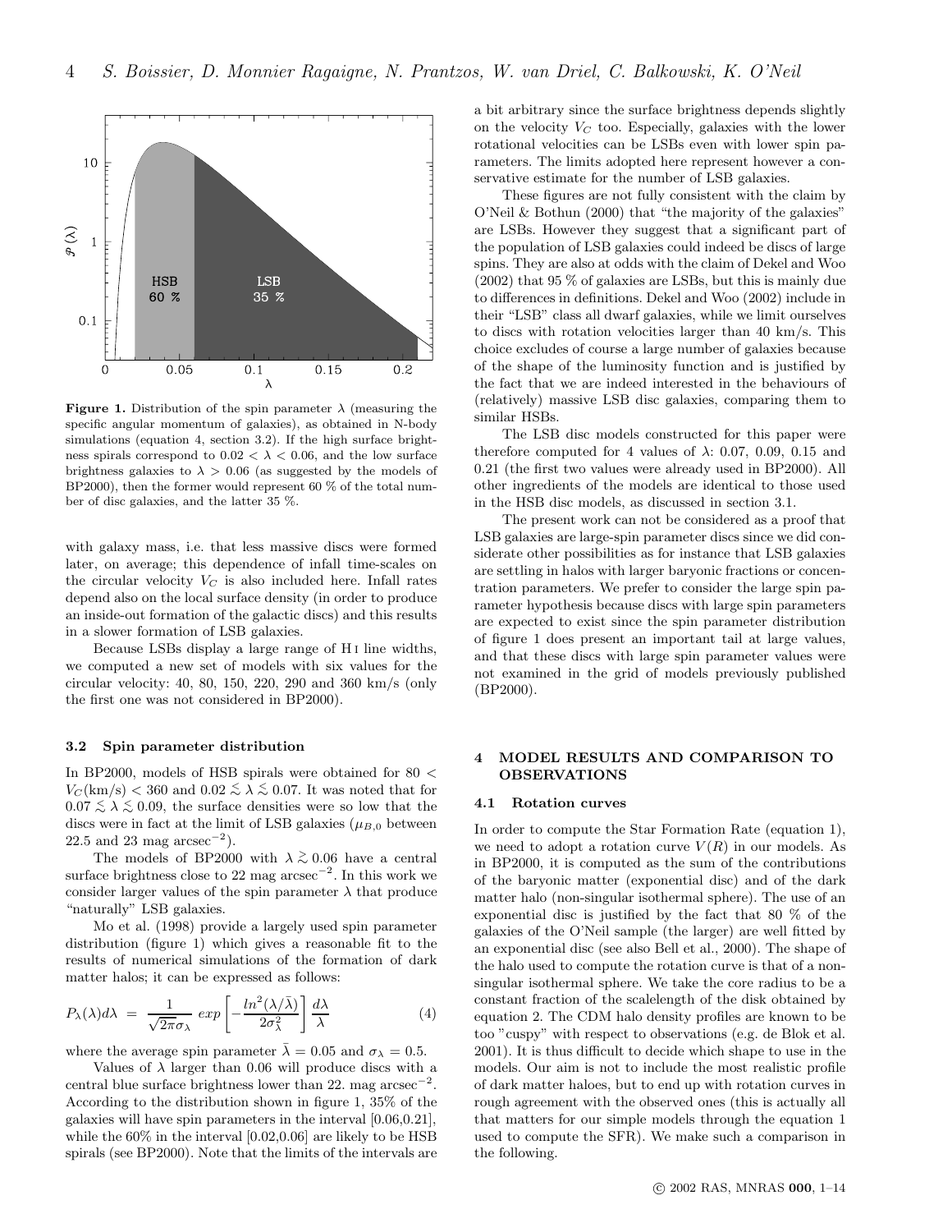**Figure 1.** Distribution of the spin parameter $\lambda$ (measuring the specific angular momentum of galaxies), as obtained in N-body simulations (equation 4, section 3.2). If the high surface brightness spirals correspond to $0.02 < \lambda < 0.06$, and the low surface brightness galaxies to $\lambda > 0.06$ (as suggested by the models of BP2000), then the former would represent 60 % of the total number of disc galaxies, and the latter 35 %.

with galaxy mass, i.e. that less massive discs were formed later, on average; this dependence of infall time-scales on the circular velocity $V_C$ is also included here. Infall rates depend also on the local surface density (in order to produce an inside-out formation of the galactic discs) and this results in a slower formation of LSB galaxies.

Because LSBs display a large range of H I line widths, we computed a new set of models with six values for the circular velocity: 40, 80, 150, 220, 290 and 360 km/s (only the first one was not considered in BP2000).

### 3.2 Spin parameter distribution

In BP2000, models of HSB spirals were obtained for $80 < V_C(\mathrm{km/s}) < 360$ and $0.02 \lesssim \lambda \lesssim 0.07$. It was noted that for $0.07 \lesssim \lambda \lesssim 0.09$, the surface densities were so low that the discs were in fact at the limit of LSB galaxies ($\mu_{B,0}$ between 22.5 and 23 mag arcsec$^{-2}$).

The models of BP2000 with $\lambda \gtrsim 0.06$ have a central surface brightness close to 22 mag arcsec$^{-2}$. In this work we consider larger values of the spin parameter $\lambda$ that produce "naturally" LSB galaxies.

Mo et al. (1998) provide a largely used spin parameter distribution (figure 1) which gives a reasonable fit to the results of numerical simulations of the formation of dark matter halos; it can be expressed as follows:

$$P_\lambda(\lambda)d\lambda = \frac{1}{\sqrt{2\pi}\sigma_\lambda}\, exp\left[-\frac{ln^2(\lambda/\bar{\lambda})}{2\sigma_\lambda^2}\right]\frac{d\lambda}{\lambda} \qquad (4)$$

where the average spin parameter $\bar{\lambda} = 0.05$ and $\sigma_\lambda = 0.5$.

Values of $\lambda$ larger than 0.06 will produce discs with a central blue surface brightness lower than 22. mag arcsec$^{-2}$. According to the distribution shown in figure 1, 35% of the galaxies will have spin parameters in the interval [0.06,0.21], while the 60% in the interval [0.02,0.06] are likely to be HSB spirals (see BP2000). Note that the limits of the intervals are a bit arbitrary since the surface brightness depends slightly on the velocity $V_C$ too. Especially, galaxies with the lower rotational velocities can be LSBs even with lower spin parameters. The limits adopted here represent however a conservative estimate for the number of LSB galaxies.

These figures are not fully consistent with the claim by O'Neil & Bothun (2000) that "the majority of the galaxies" are LSBs. However they suggest that a significant part of the population of LSB galaxies could indeed be discs of large spins. They are also at odds with the claim of Dekel and Woo (2002) that 95 % of galaxies are LSBs, but this is mainly due to differences in definitions. Dekel and Woo (2002) include in their "LSB" class all dwarf galaxies, while we limit ourselves to discs with rotation velocities larger than 40 km/s. This choice excludes of course a large number of galaxies because of the shape of the luminosity function and is justified by the fact that we are indeed interested in the behaviours of (relatively) massive LSB disc galaxies, comparing them to similar HSBs.

The LSB disc models constructed for this paper were therefore computed for 4 values of $\lambda$: 0.07, 0.09, 0.15 and 0.21 (the first two values were already used in BP2000). All other ingredients of the models are identical to those used in the HSB disc models, as discussed in section 3.1.

The present work can not be considered as a proof that LSB galaxies are large-spin parameter discs since we did considerate other possibilities as for instance that LSB galaxies are settling in halos with larger baryonic fractions or concentration parameters. We prefer to consider the large spin parameter hypothesis because discs with large spin parameters are expected to exist since the spin parameter distribution of figure 1 does present an important tail at large values, and that these discs with large spin parameter values were not examined in the grid of models previously published (BP2000).

## 4 MODEL RESULTS AND COMPARISON TO OBSERVATIONS

### 4.1 Rotation curves

In order to compute the Star Formation Rate (equation 1), we need to adopt a rotation curve $V(R)$ in our models. As in BP2000, it is computed as the sum of the contributions of the baryonic matter (exponential disc) and of the dark matter halo (non-singular isothermal sphere). The use of an exponential disc is justified by the fact that 80 % of the galaxies of the O'Neil sample (the larger) are well fitted by an exponential disc (see also Bell et al., 2000). The shape of the halo used to compute the rotation curve is that of a non-singular isothermal sphere. We take the core radius to be a constant fraction of the scalelength of the disk obtained by equation 2. The CDM halo density profiles are known to be too "cuspy" with respect to observations (e.g. de Blok et al. 2001). It is thus difficult to decide which shape to use in the models. Our aim is not to include the most realistic profile of dark matter haloes, but to end up with rotation curves in rough agreement with the observed ones (this is actually all that matters for our simple models through the equation 1 used to compute the SFR). We make such a comparison in the following.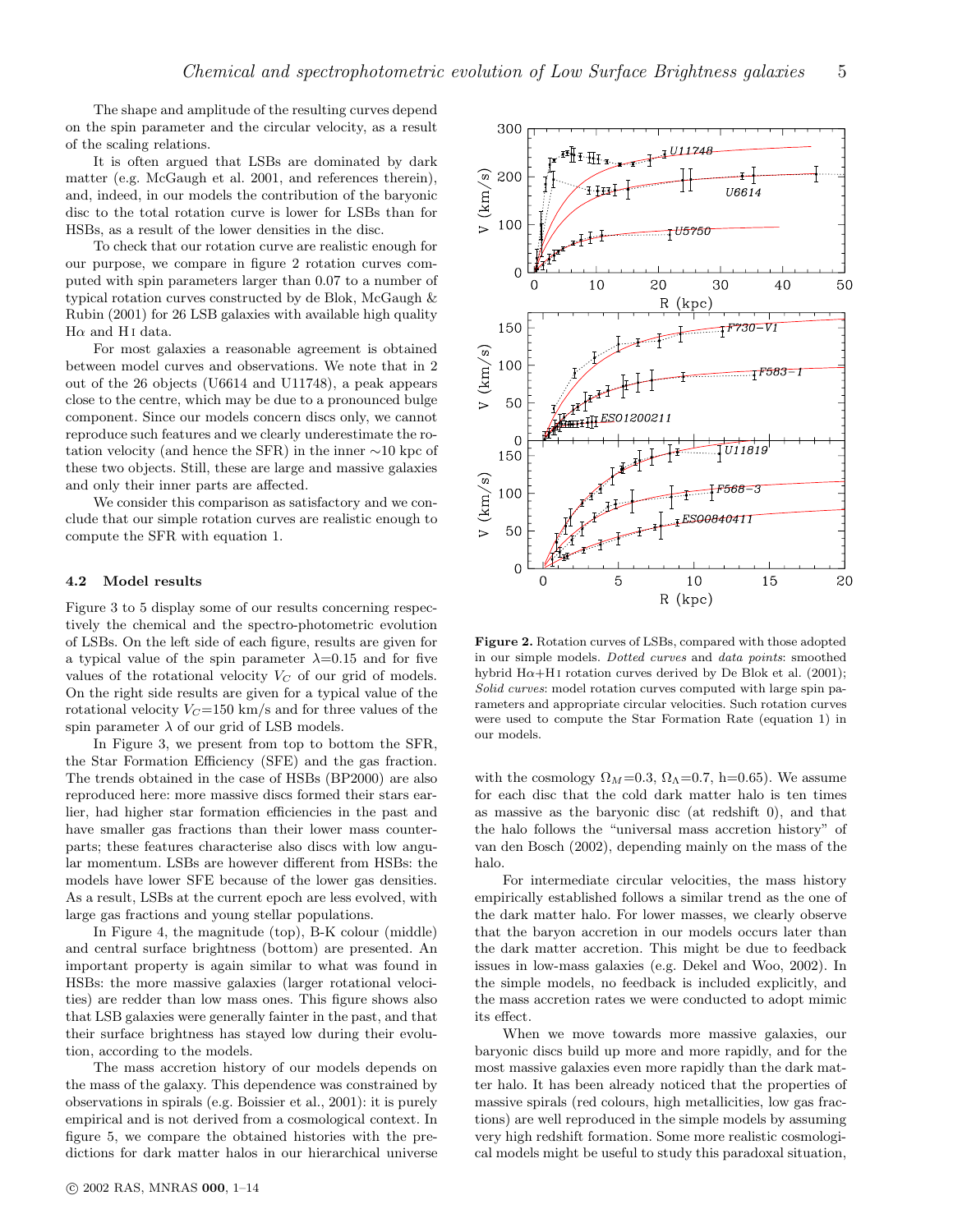The shape and amplitude of the resulting curves depend on the spin parameter and the circular velocity, as a result of the scaling relations.

It is often argued that LSBs are dominated by dark matter (e.g. McGaugh et al. 2001, and references therein), and, indeed, in our models the contribution of the baryonic disc to the total rotation curve is lower for LSBs than for HSBs, as a result of the lower densities in the disc.

To check that our rotation curve are realistic enough for our purpose, we compare in figure 2 rotation curves computed with spin parameters larger than 0.07 to a number of typical rotation curves constructed by de Blok, McGaugh & Rubin (2001) for 26 LSB galaxies with available high quality Hα and H I data.

For most galaxies a reasonable agreement is obtained between model curves and observations. We note that in 2 out of the 26 objects (U6614 and U11748), a peak appears close to the centre, which may be due to a pronounced bulge component. Since our models concern discs only, we cannot reproduce such features and we clearly underestimate the rotation velocity (and hence the SFR) in the inner ∼10 kpc of these two objects. Still, these are large and massive galaxies and only their inner parts are affected.

We consider this comparison as satisfactory and we conclude that our simple rotation curves are realistic enough to compute the SFR with equation 1.

### 4.2 Model results

Figure 3 to 5 display some of our results concerning respectively the chemical and the spectro-photometric evolution of LSBs. On the left side of each figure, results are given for a typical value of the spin parameter $\lambda$=0.15 and for five values of the rotational velocity $V_C$ of our grid of models. On the right side results are given for a typical value of the rotational velocity $V_C$=150 km/s and for three values of the spin parameter $\lambda$ of our grid of LSB models.

In Figure 3, we present from top to bottom the SFR, the Star Formation Efficiency (SFE) and the gas fraction. The trends obtained in the case of HSBs (BP2000) are also reproduced here: more massive discs formed their stars earlier, had higher star formation efficiencies in the past and have smaller gas fractions than their lower mass counterparts; these features characterise also discs with low angular momentum. LSBs are however different from HSBs: the models have lower SFE because of the lower gas densities. As a result, LSBs at the current epoch are less evolved, with large gas fractions and young stellar populations.

In Figure 4, the magnitude (top), B-K colour (middle) and central surface brightness (bottom) are presented. An important property is again similar to what was found in HSBs: the more massive galaxies (larger rotational velocities) are redder than low mass ones. This figure shows also that LSB galaxies were generally fainter in the past, and that their surface brightness has stayed low during their evolution, according to the models.

The mass accretion history of our models depends on the mass of the galaxy. This dependence was constrained by observations in spirals (e.g. Boissier et al., 2001): it is purely empirical and is not derived from a cosmological context. In figure 5, we compare the obtained histories with the predictions for dark matter halos in our hierarchical universe with the cosmology $\Omega_M$=0.3, $\Omega_\Lambda$=0.7, h=0.65). We assume for each disc that the cold dark matter halo is ten times as massive as the baryonic disc (at redshift 0), and that the halo follows the "universal mass accretion history" of van den Bosch (2002), depending mainly on the mass of the halo.

For intermediate circular velocities, the mass history empirically established follows a similar trend as the one of the dark matter halo. For lower masses, we clearly observe that the baryon accretion in our models occurs later than the dark matter accretion. This might be due to feedback issues in low-mass galaxies (e.g. Dekel and Woo, 2002). In the simple models, no feedback is included explicitly, and the mass accretion rates we were conducted to adopt mimic its effect.

When we move towards more massive galaxies, our baryonic discs build up more and more rapidly, and for the most massive galaxies even more rapidly than the dark matter halo. It has been already noticed that the properties of massive spirals (red colours, high metallicities, low gas fractions) are well reproduced in the simple models by assuming very high redshift formation. Some more realistic cosmological models might be useful to study this paradoxal situation,

**Figure 2.** Rotation curves of LSBs, compared with those adopted in our simple models. *Dotted curves* and *data points*: smoothed hybrid Hα+H I rotation curves derived by De Blok et al. (2001); *Solid curves*: model rotation curves computed with large spin parameters and appropriate circular velocities. Such rotation curves were used to compute the Star Formation Rate (equation 1) in our models.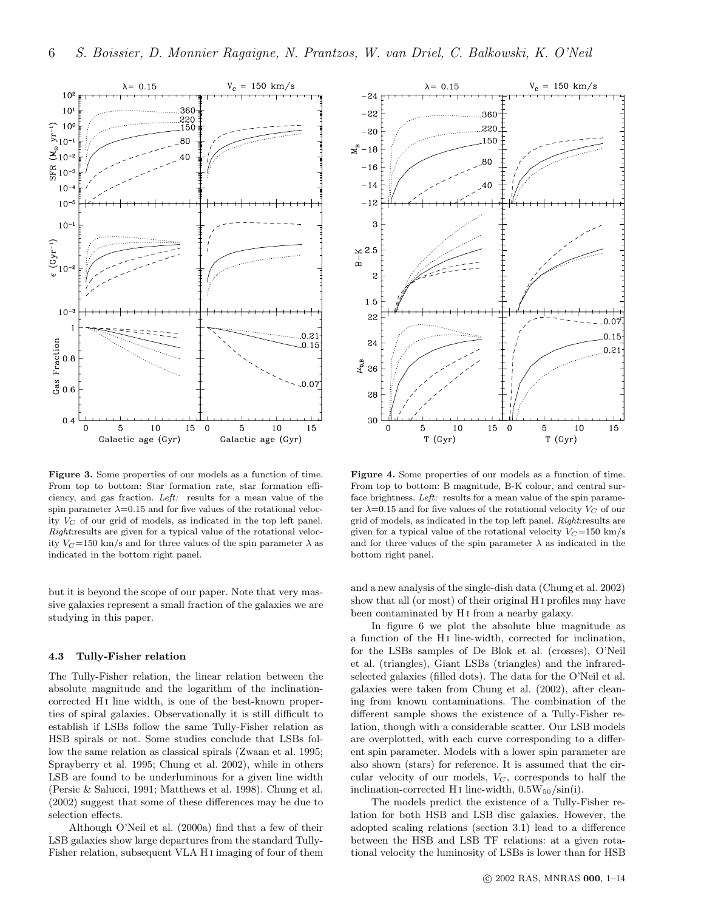**Figure 3.** Some properties of our models as a function of time. From top to bottom: Star formation rate, star formation efficiency, and gas fraction. *Left:* results for a mean value of the spin parameter $\lambda$=0.15 and for five values of the rotational velocity $V_C$ of our grid of models, as indicated in the top left panel. *Right:*results are given for a typical value of the rotational velocity $V_C$=150 km/s and for three values of the spin parameter $\lambda$ as indicated in the bottom right panel.

**Figure 4.** Some properties of our models as a function of time. From top to bottom: B magnitude, B-K colour, and central surface brightness. *Left:* results for a mean value of the spin parameter $\lambda$=0.15 and for five values of the rotational velocity $V_C$ of our grid of models, as indicated in the top left panel. *Right:*results are given for a typical value of the rotational velocity $V_C$=150 km/s and for three values of the spin parameter $\lambda$ as indicated in the bottom right panel.

but it is beyond the scope of our paper. Note that very massive galaxies represent a small fraction of the galaxies we are studying in this paper.

### 4.3 Tully-Fisher relation

The Tully-Fisher relation, the linear relation between the absolute magnitude and the logarithm of the inclination-corrected H I line width, is one of the best-known properties of spiral galaxies. Observationally it is still difficult to establish if LSBs follow the same Tully-Fisher relation as HSB spirals or not. Some studies conclude that LSBs follow the same relation as classical spirals (Zwaan et al. 1995; Sprayberry et al. 1995; Chung et al. 2002), while in others LSB are found to be underluminous for a given line width (Persic & Salucci, 1991; Matthews et al. 1998). Chung et al. (2002) suggest that some of these differences may be due to selection effects.

Although O'Neil et al. (2000a) find that a few of their LSB galaxies show large departures from the standard Tully-Fisher relation, subsequent VLA H I imaging of four of them and a new analysis of the single-dish data (Chung et al. 2002) show that all (or most) of their original H I profiles may have been contaminated by H I from a nearby galaxy.

In figure 6 we plot the absolute blue magnitude as a function of the H I line-width, corrected for inclination, for the LSBs samples of De Blok et al. (crosses), O'Neil et al. (triangles), Giant LSBs (triangles) and the infrared-selected galaxies (filled dots). The data for the O'Neil et al. galaxies were taken from Chung et al. (2002), after cleaning from known contaminations. The combination of the different sample shows the existence of a Tully-Fisher relation, though with a considerable scatter. Our LSB models are overplotted, with each curve corresponding to a different spin parameter. Models with a lower spin parameter are also shown (stars) for reference. It is assumed that the circular velocity of our models, $V_C$, corresponds to half the inclination-corrected H I line-width, $0.5\mathrm{W}_{50}/\sin(\mathrm{i})$.

The models predict the existence of a Tully-Fisher relation for both HSB and LSB disc galaxies. However, the adopted scaling relations (section 3.1) lead to a difference between the HSB and LSB TF relations: at a given rotational velocity the luminosity of LSBs is lower than for HSB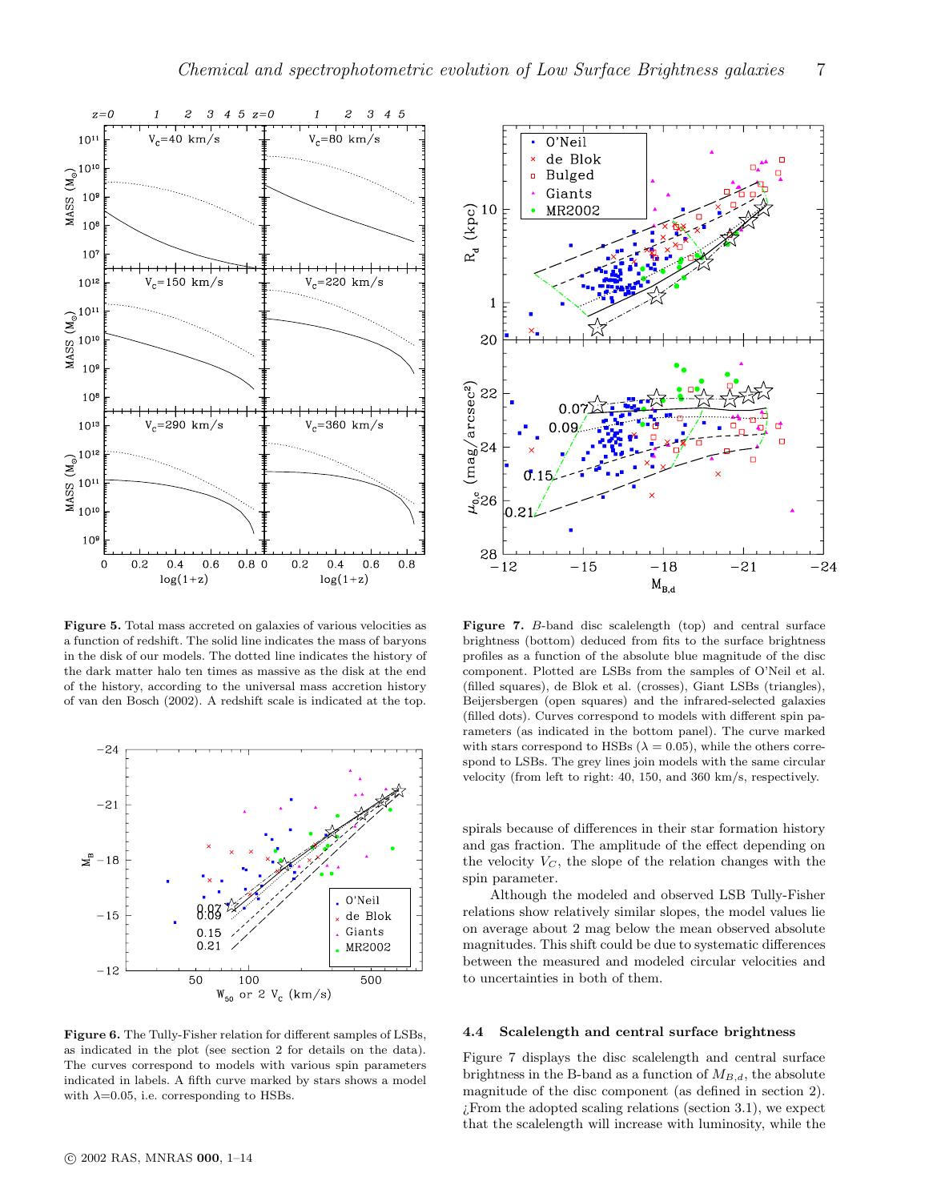**Figure 5.** Total mass accreted on galaxies of various velocities as a function of redshift. The solid line indicates the mass of baryons in the disk of our models. The dotted line indicates the history of the dark matter halo ten times as massive as the disk at the end of the history, according to the universal mass accretion history of van den Bosch (2002). A redshift scale is indicated at the top.

**Figure 6.** The Tully-Fisher relation for different samples of LSBs, as indicated in the plot (see section 2 for details on the data). The curves correspond to models with various spin parameters indicated in labels. A fifth curve marked by stars shows a model with $\lambda$=0.05, i.e. corresponding to HSBs.

**Figure 7.** *B*-band disc scalelength (top) and central surface brightness (bottom) deduced from fits to the surface brightness profiles as a function of the absolute blue magnitude of the disc component. Plotted are LSBs from the samples of O'Neil et al. (filled squares), de Blok et al. (crosses), Giant LSBs (triangles), Beijersbergen (open squares) and the infrared-selected galaxies (filled dots). Curves correspond to models with different spin parameters (as indicated in the bottom panel). The curve marked with stars correspond to HSBs ($\lambda = 0.05$), while the others correspond to LSBs. The grey lines join models with the same circular velocity (from left to right: 40, 150, and 360 km/s, respectively.

spirals because of differences in their star formation history and gas fraction. The amplitude of the effect depending on the velocity $V_C$, the slope of the relation changes with the spin parameter.

Although the modeled and observed LSB Tully-Fisher relations show relatively similar slopes, the model values lie on average about 2 mag below the mean observed absolute magnitudes. This shift could be due to systematic differences between the measured and modeled circular velocities and to uncertainties in both of them.

### 4.4 Scalelength and central surface brightness

Figure 7 displays the disc scalelength and central surface brightness in the B-band as a function of $M_{B,d}$, the absolute magnitude of the disc component (as defined in section 2). ¿From the adopted scaling relations (section 3.1), we expect that the scalelength will increase with luminosity, while the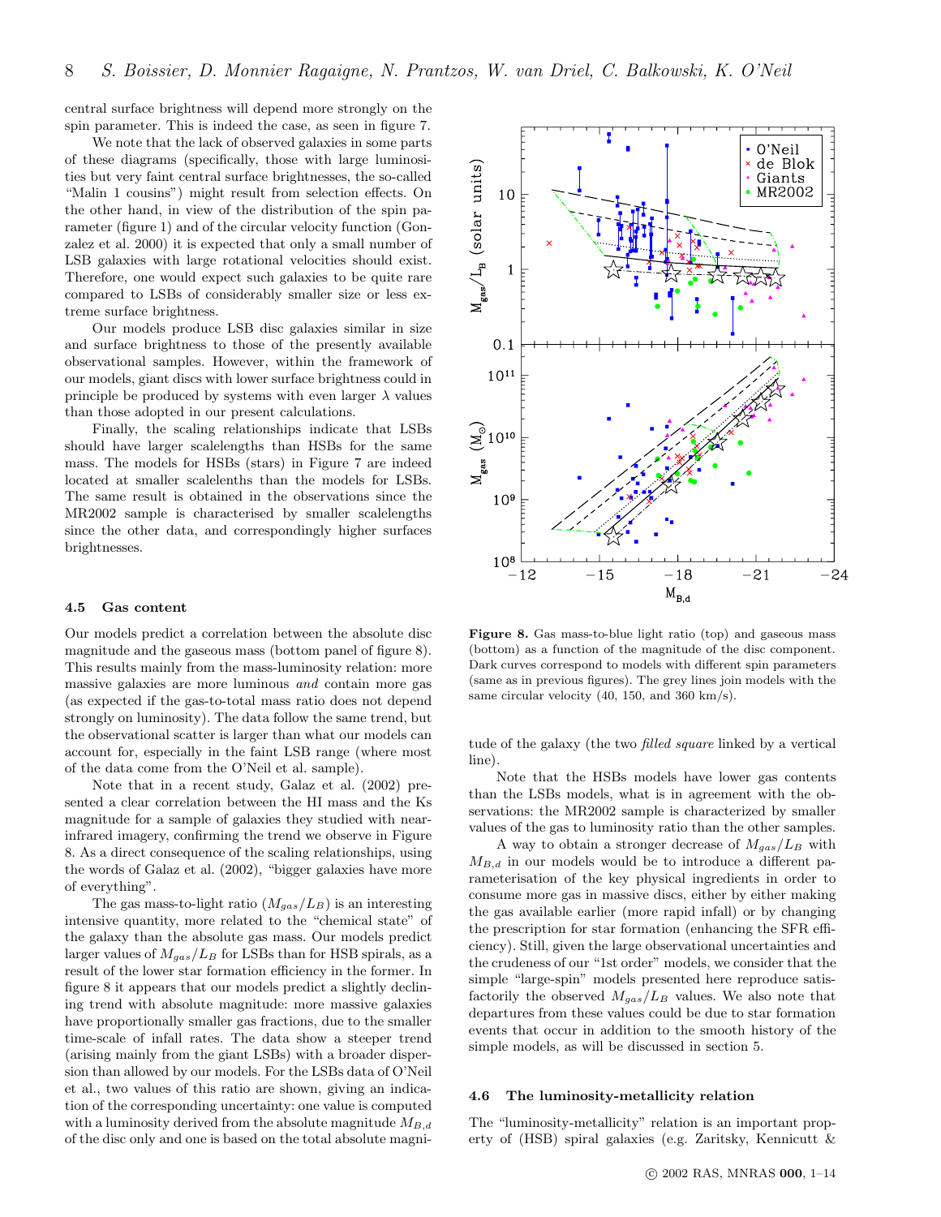central surface brightness will depend more strongly on the spin parameter. This is indeed the case, as seen in figure 7.

We note that the lack of observed galaxies in some parts of these diagrams (specifically, those with large luminosities but very faint central surface brightnesses, the so-called "Malin 1 cousins") might result from selection effects. On the other hand, in view of the distribution of the spin parameter (figure 1) and of the circular velocity function (Gonzalez et al. 2000) it is expected that only a small number of LSB galaxies with large rotational velocities should exist. Therefore, one would expect such galaxies to be quite rare compared to LSBs of considerably smaller size or less extreme surface brightness.

Our models produce LSB disc galaxies similar in size and surface brightness to those of the presently available observational samples. However, within the framework of our models, giant discs with lower surface brightness could in principle be produced by systems with even larger $\lambda$ values than those adopted in our present calculations.

Finally, the scaling relationships indicate that LSBs should have larger scalelengths than HSBs for the same mass. The models for HSBs (stars) in Figure 7 are indeed located at smaller scalelenths than the models for LSBs. The same result is obtained in the observations since the MR2002 sample is characterised by smaller scalelengths since the other data, and correspondingly higher surfaces brightnesses.

### 4.5 Gas content

Our models predict a correlation between the absolute disc magnitude and the gaseous mass (bottom panel of figure 8). This results mainly from the mass-luminosity relation: more massive galaxies are more luminous *and* contain more gas (as expected if the gas-to-total mass ratio does not depend strongly on luminosity). The data follow the same trend, but the observational scatter is larger than what our models can account for, especially in the faint LSB range (where most of the data come from the O'Neil et al. sample).

Note that in a recent study, Galaz et al. (2002) presented a clear correlation between the HI mass and the Ks magnitude for a sample of galaxies they studied with near-infrared imagery, confirming the trend we observe in Figure 8. As a direct consequence of the scaling relationships, using the words of Galaz et al. (2002), "bigger galaxies have more of everything".

The gas mass-to-light ratio ($M_{gas}/L_B$) is an interesting intensive quantity, more related to the "chemical state" of the galaxy than the absolute gas mass. Our models predict larger values of $M_{gas}/L_B$ for LSBs than for HSB spirals, as a result of the lower star formation efficiency in the former. In figure 8 it appears that our models predict a slightly declining trend with absolute magnitude: more massive galaxies have proportionally smaller gas fractions, due to the smaller time-scale of infall rates. The data show a steeper trend (arising mainly from the giant LSBs) with a broader dispersion than allowed by our models. For the LSBs data of O'Neil et al., two values of this ratio are shown, giving an indication of the corresponding uncertainty: one value is computed with a luminosity derived from the absolute magnitude $M_{B,d}$ of the disc only and one is based on the total absolute magnitude of the galaxy (the two *filled square* linked by a vertical line).

**Figure 8.** Gas mass-to-blue light ratio (top) and gaseous mass (bottom) as a function of the magnitude of the disc component. Dark curves correspond to models with different spin parameters (same as in previous figures). The grey lines join models with the same circular velocity (40, 150, and 360 km/s).

Note that the HSBs models have lower gas contents than the LSBs models, what is in agreement with the observations: the MR2002 sample is characterized by smaller values of the gas to luminosity ratio than the other samples.

A way to obtain a stronger decrease of $M_{gas}/L_B$ with $M_{B,d}$ in our models would be to introduce a different parameterisation of the key physical ingredients in order to consume more gas in massive discs, either by either making the gas available earlier (more rapid infall) or by changing the prescription for star formation (enhancing the SFR efficiency). Still, given the large observational uncertainties and the crudeness of our "1st order" models, we consider that the simple "large-spin" models presented here reproduce satisfactorily the observed $M_{gas}/L_B$ values. We also note that departures from these values could be due to star formation events that occur in addition to the smooth history of the simple models, as will be discussed in section 5.

### 4.6 The luminosity-metallicity relation

The "luminosity-metallicity" relation is an important property of (HSB) spiral galaxies (e.g. Zaritsky, Kennicutt &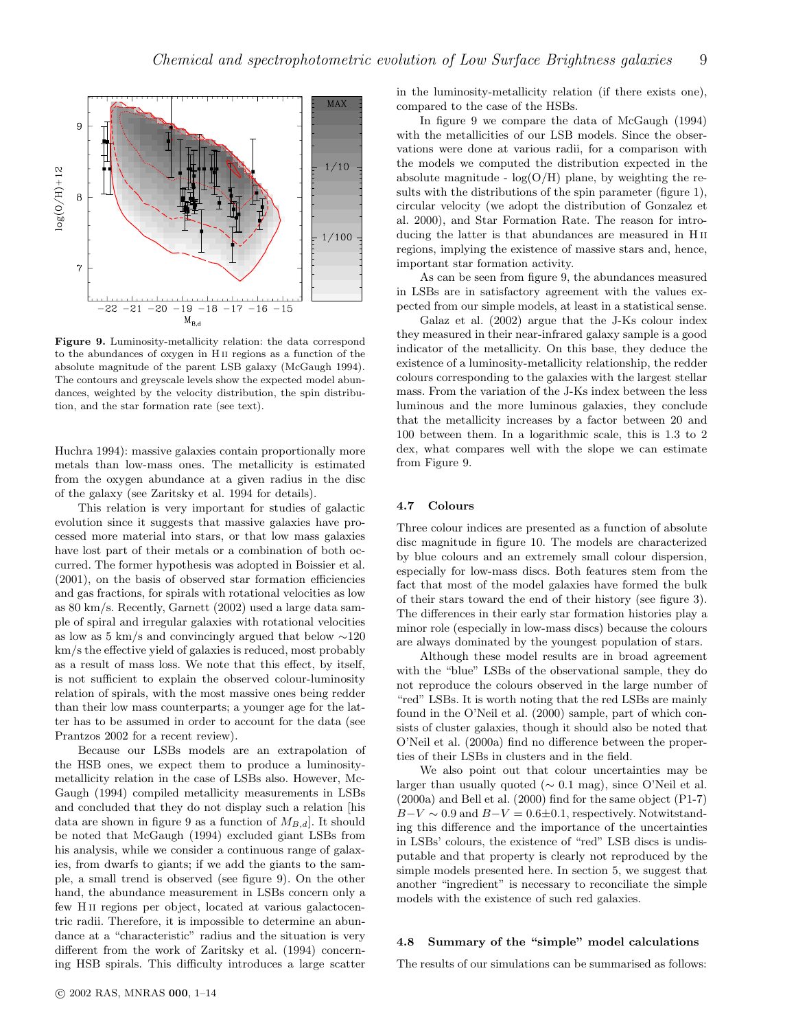**Figure 9.** Luminosity-metallicity relation: the data correspond to the abundances of oxygen in H II regions as a function of the absolute magnitude of the parent LSB galaxy (McGaugh 1994). The contours and greyscale levels show the expected model abundances, weighted by the velocity distribution, the spin distribution, and the star formation rate (see text).

Huchra 1994): massive galaxies contain proportionally more metals than low-mass ones. The metallicity is estimated from the oxygen abundance at a given radius in the disc of the galaxy (see Zaritsky et al. 1994 for details).

This relation is very important for studies of galactic evolution since it suggests that massive galaxies have processed more material into stars, or that low mass galaxies have lost part of their metals or a combination of both occurred. The former hypothesis was adopted in Boissier et al. (2001), on the basis of observed star formation efficiencies and gas fractions, for spirals with rotational velocities as low as 80 km/s. Recently, Garnett (2002) used a large data sample of spiral and irregular galaxies with rotational velocities as low as 5 km/s and convincingly argued that below ∼120 km/s the effective yield of galaxies is reduced, most probably as a result of mass loss. We note that this effect, by itself, is not sufficient to explain the observed colour-luminosity relation of spirals, with the most massive ones being redder than their low mass counterparts; a younger age for the latter has to be assumed in order to account for the data (see Prantzos 2002 for a recent review).

Because our LSBs models are an extrapolation of the HSB ones, we expect them to produce a luminosity-metallicity relation in the case of LSBs also. However, McGaugh (1994) compiled metallicity measurements in LSBs and concluded that they do not display such a relation [his data are shown in figure 9 as a function of $M_{B,d}$]. It should be noted that McGaugh (1994) excluded giant LSBs from his analysis, while we consider a continuous range of galaxies, from dwarfs to giants; if we add the giants to the sample, a small trend is observed (see figure 9). On the other hand, the abundance measurement in LSBs concern only a few H II regions per object, located at various galactocentric radii. Therefore, it is impossible to determine an abundance at a "characteristic" radius and the situation is very different from the work of Zaritsky et al. (1994) concerning HSB spirals. This difficulty introduces a large scatter in the luminosity-metallicity relation (if there exists one), compared to the case of the HSBs.

In figure 9 we compare the data of McGaugh (1994) with the metallicities of our LSB models. Since the observations were done at various radii, for a comparison with the models we computed the distribution expected in the absolute magnitude - log(O/H) plane, by weighting the results with the distributions of the spin parameter (figure 1), circular velocity (we adopt the distribution of Gonzalez et al. 2000), and Star Formation Rate. The reason for introducing the latter is that abundances are measured in H II regions, implying the existence of massive stars and, hence, important star formation activity.

As can be seen from figure 9, the abundances measured in LSBs are in satisfactory agreement with the values expected from our simple models, at least in a statistical sense.

Galaz et al. (2002) argue that the J-Ks colour index they measured in their near-infrared galaxy sample is a good indicator of the metallicity. On this base, they deduce the existence of a luminosity-metallicity relationship, the redder colours corresponding to the galaxies with the largest stellar mass. From the variation of the J-Ks index between the less luminous and the more luminous galaxies, they conclude that the metallicity increases by a factor between 20 and 100 between them. In a logarithmic scale, this is 1.3 to 2 dex, what compares well with the slope we can estimate from Figure 9.

### 4.7 Colours

Three colour indices are presented as a function of absolute disc magnitude in figure 10. The models are characterized by blue colours and an extremely small colour dispersion, especially for low-mass discs. Both features stem from the fact that most of the model galaxies have formed the bulk of their stars toward the end of their history (see figure 3). The differences in their early star formation histories play a minor role (especially in low-mass discs) because the colours are always dominated by the youngest population of stars.

Although these model results are in broad agreement with the "blue" LSBs of the observational sample, they do not reproduce the colours observed in the large number of "red" LSBs. It is worth noting that the red LSBs are mainly found in the O'Neil et al. (2000) sample, part of which consists of cluster galaxies, though it should also be noted that O'Neil et al. (2000a) find no difference between the properties of their LSBs in clusters and in the field.

We also point out that colour uncertainties may be larger than usually quoted (∼ 0.1 mag), since O'Neil et al. (2000a) and Bell et al. (2000) find for the same object (P1-7) $B-V \sim 0.9$ and $B-V = 0.6\pm0.1$, respectively. Notwitstanding this difference and the importance of the uncertainties in LSBs' colours, the existence of "red" LSB discs is undisputable and that property is clearly not reproduced by the simple models presented here. In section 5, we suggest that another "ingredient" is necessary to reconciliate the simple models with the existence of such red galaxies.

### 4.8 Summary of the "simple" model calculations

The results of our simulations can be summarised as follows: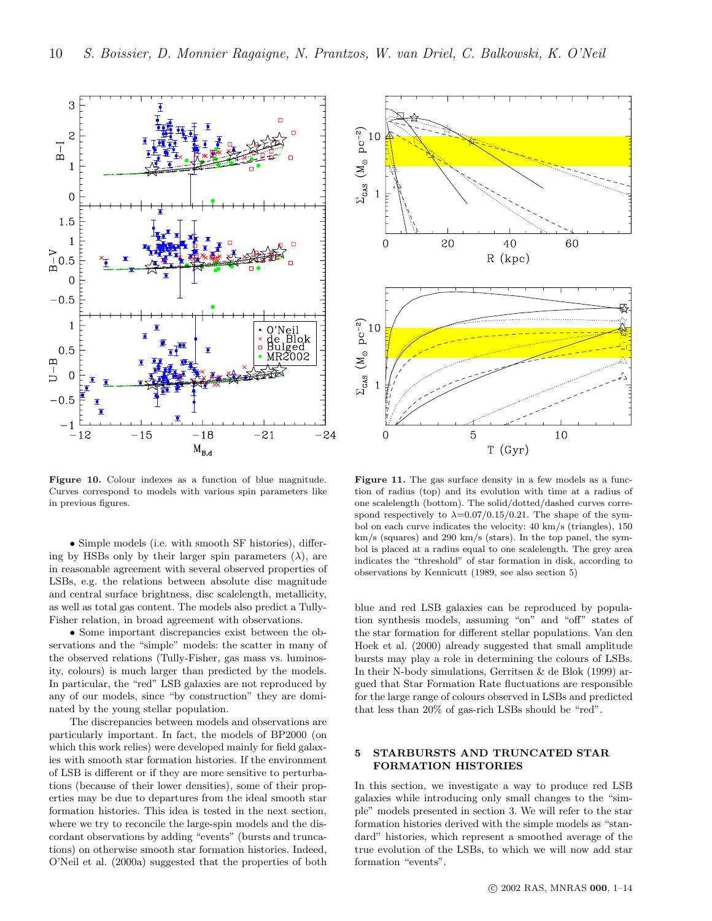**Figure 10.** Colour indexes as a function of blue magnitude. Curves correspond to models with various spin parameters like in previous figures.

**Figure 11.** The gas surface density in a few models as a function of radius (top) and its evolution with time at a radius of one scalelength (bottom). The solid/dotted/dashed curves correspond respectively to $\lambda$=0.07/0.15/0.21. The shape of the symbol on each curve indicates the velocity: 40 km/s (triangles), 150 km/s (squares) and 290 km/s (stars). In the top panel, the symbol is placed at a radius equal to one scalelength. The grey area indicates the "threshold" of star formation in disk, according to observations by Kennicutt (1989, see also section 5)

- Simple models (i.e. with smooth SF histories), differing by HSBs only by their larger spin parameters ($\lambda$), are in reasonable agreement with several observed properties of LSBs, e.g. the relations between absolute disc magnitude and central surface brightness, disc scalelength, metallicity, as well as total gas content. The models also predict a Tully-Fisher relation, in broad agreement with observations.
- Some important discrepancies exist between the observations and the "simple" models: the scatter in many of the observed relations (Tully-Fisher, gas mass vs. luminosity, colours) is much larger than predicted by the models. In particular, the "red" LSB galaxies are not reproduced by any of our models, since "by construction" they are dominated by the young stellar population.

The discrepancies between models and observations are particularly important. In fact, the models of BP2000 (on which this work relies) were developed mainly for field galaxies with smooth star formation histories. If the environment of LSB is different or if they are more sensitive to perturbations (because of their lower densities), some of their properties may be due to departures from the ideal smooth star formation histories. This idea is tested in the next section, where we try to reconcile the large-spin models and the discordant observations by adding "events" (bursts and truncations) on otherwise smooth star formation histories. Indeed, O'Neil et al. (2000a) suggested that the properties of both blue and red LSB galaxies can be reproduced by population synthesis models, assuming "on" and "off" states of the star formation for different stellar populations. Van den Hoek et al. (2000) already suggested that small amplitude bursts may play a role in determining the colours of LSBs. In their N-body simulations, Gerritsen & de Blok (1999) argued that Star Formation Rate fluctuations are responsible for the large range of colours observed in LSBs and predicted that less than 20% of gas-rich LSBs should be "red".

## 5 STARBURSTS AND TRUNCATED STAR FORMATION HISTORIES

In this section, we investigate a way to produce red LSB galaxies while introducing only small changes to the "simple" models presented in section 3. We will refer to the star formation histories derived with the simple models as "standard" histories, which represent a smoothed average of the true evolution of the LSBs, to which we will now add star formation "events".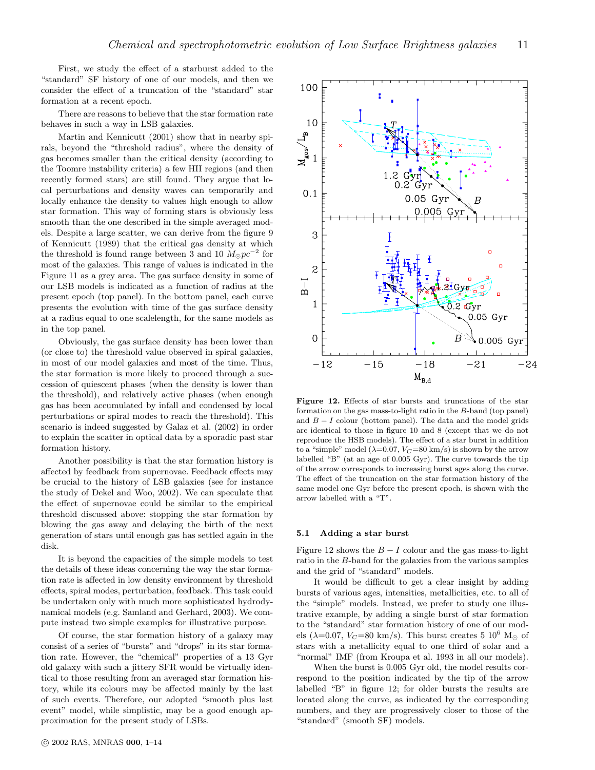First, we study the effect of a starburst added to the "standard" SF history of one of our models, and then we consider the effect of a truncation of the "standard" star formation at a recent epoch.

There are reasons to believe that the star formation rate behaves in such a way in LSB galaxies.

Martin and Kennicutt (2001) show that in nearby spirals, beyond the "threshold radius", where the density of gas becomes smaller than the critical density (according to the Toomre instability criteria) a few HII regions (and then recently formed stars) are still found. They argue that local perturbations and density waves can temporarily and locally enhance the density to values high enough to allow star formation. This way of forming stars is obviously less smooth than the one described in the simple averaged models. Despite a large scatter, we can derive from the figure 9 of Kennicutt (1989) that the critical gas density at which the threshold is found range between 3 and 10 $M_{\odot} pc^{-2}$ for most of the galaxies. This range of values is indicated in the Figure 11 as a grey area. The gas surface density in some of our LSB models is indicated as a function of radius at the present epoch (top panel). In the bottom panel, each curve presents the evolution with time of the gas surface density at a radius equal to one scalelength, for the same models as in the top panel.

Obviously, the gas surface density has been lower than (or close to) the threshold value observed in spiral galaxies, in most of our model galaxies and most of the time. Thus, the star formation is more likely to proceed through a succession of quiescent phases (when the density is lower than the threshold), and relatively active phases (when enough gas has been accumulated by infall and condensed by local perturbations or spiral modes to reach the threshold). This scenario is indeed suggested by Galaz et al. (2002) in order to explain the scatter in optical data by a sporadic past star formation history.

Another possibility is that the star formation history is affected by feedback from supernovae. Feedback effects may be crucial to the history of LSB galaxies (see for instance the study of Dekel and Woo, 2002). We can speculate that the effect of supernovae could be similar to the empirical threshold discussed above: stopping the star formation by blowing the gas away and delaying the birth of the next generation of stars until enough gas has settled again in the disk.

It is beyond the capacities of the simple models to test the details of these ideas concerning the way the star formation rate is affected in low density environment by threshold effects, spiral modes, perturbation, feedback. This task could be undertaken only with much more sophisticated hydrodynamical models (e.g. Samland and Gerhard, 2003). We compute instead two simple examples for illustrative purpose.

Of course, the star formation history of a galaxy may consist of a series of "bursts" and "drops" in its star formation rate. However, the "chemical" properties of a 13 Gyr old galaxy with such a jittery SFR would be virtually identical to those resulting from an averaged star formation history, while its colours may be affected mainly by the last of such events. Therefore, our adopted "smooth plus last event" model, while simplistic, may be a good enough approximation for the present study of LSBs.

**Figure 12.** Effects of star bursts and truncations of the star formation on the gas mass-to-light ratio in the $B$-band (top panel) and $B-I$ colour (bottom panel). The data and the model grids are identical to those in figure 10 and 8 (except that we do not reproduce the HSB models). The effect of a star burst in addition to a "simple" model ($\lambda$=0.07, $V_C$=80 km/s) is shown by the arrow labelled "B" (at an age of 0.005 Gyr). The curve towards the tip of the arrow corresponds to increasing burst ages along the curve. The effect of the truncation on the star formation history of the same model one Gyr before the present epoch, is shown with the arrow labelled with a "T".

### 5.1 Adding a star burst

Figure 12 shows the $B-I$ colour and the gas mass-to-light ratio in the $B$-band for the galaxies from the various samples and the grid of "standard" models.

It would be difficult to get a clear insight by adding bursts of various ages, intensities, metallicities, etc. to all of the "simple" models. Instead, we prefer to study one illustrative example, by adding a single burst of star formation to the "standard" star formation history of one of our models ($\lambda$=0.07, $V_C$=80 km/s). This burst creates 5 $10^6$ $M_{\odot}$ of stars with a metallicity equal to one third of solar and a "normal" IMF (from Kroupa et al. 1993 in all our models).

When the burst is 0.005 Gyr old, the model results correspond to the position indicated by the tip of the arrow labelled "B" in figure 12; for older bursts the results are located along the curve, as indicated by the corresponding numbers, and they are progressively closer to those of the "standard" (smooth SF) models.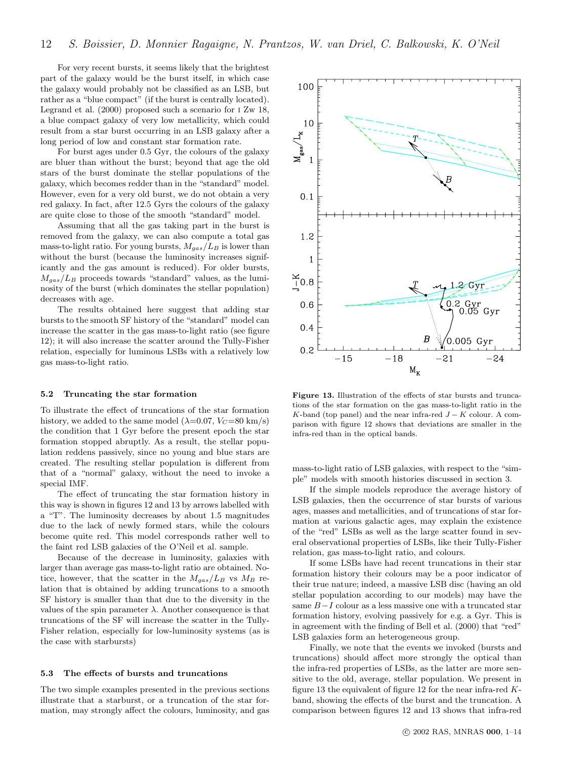For very recent bursts, it seems likely that the brightest part of the galaxy would be the burst itself, in which case the galaxy would probably not be classified as an LSB, but rather as a "blue compact" (if the burst is centrally located). Legrand et al. (2000) proposed such a scenario for I Zw 18, a blue compact galaxy of very low metallicity, which could result from a star burst occurring in an LSB galaxy after a long period of low and constant star formation rate.

For burst ages under 0.5 Gyr, the colours of the galaxy are bluer than without the burst; beyond that age the old stars of the burst dominate the stellar populations of the galaxy, which becomes redder than in the "standard" model. However, even for a very old burst, we do not obtain a very red galaxy. In fact, after 12.5 Gyrs the colours of the galaxy are quite close to those of the smooth "standard" model.

Assuming that all the gas taking part in the burst is removed from the galaxy, we can also compute a total gas mass-to-light ratio. For young bursts, $M_{gas}/L_B$ is lower than without the burst (because the luminosity increases significantly and the gas amount is reduced). For older bursts, $M_{gas}/L_B$ proceeds towards "standard" values, as the luminosity of the burst (which dominates the stellar population) decreases with age.

The results obtained here suggest that adding star bursts to the smooth SF history of the "standard" model can increase the scatter in the gas mass-to-light ratio (see figure 12); it will also increase the scatter around the Tully-Fisher relation, especially for luminous LSBs with a relatively low gas mass-to-light ratio.

### 5.2 Truncating the star formation

To illustrate the effect of truncations of the star formation history, we added to the same model ($\lambda$=0.07, $V_C$=80 km/s) the condition that 1 Gyr before the present epoch the star formation stopped abruptly. As a result, the stellar population reddens passively, since no young and blue stars are created. The resulting stellar population is different from that of a "normal" galaxy, without the need to invoke a special IMF.

The effect of truncating the star formation history in this way is shown in figures 12 and 13 by arrows labelled with a "T". The luminosity decreases by about 1.5 magnitudes due to the lack of newly formed stars, while the colours become quite red. This model corresponds rather well to the faint red LSB galaxies of the O'Neil et al. sample.

Because of the decrease in luminosity, galaxies with larger than average gas mass-to-light ratio are obtained. Notice, however, that the scatter in the $M_{gas}/L_B$ vs $M_B$ relation that is obtained by adding truncations to a smooth SF history is smaller than that due to the diversity in the values of the spin parameter $\lambda$. Another consequence is that truncations of the SF will increase the scatter in the Tully-Fisher relation, especially for low-luminosity systems (as is the case with starbursts)

### 5.3 The effects of bursts and truncations

The two simple examples presented in the previous sections illustrate that a starburst, or a truncation of the star formation, may strongly affect the colours, luminosity, and gas mass-to-light ratio of LSB galaxies, with respect to the "simple" models with smooth histories discussed in section 3.

**Figure 13.** Illustration of the effects of star bursts and truncations of the star formation on the gas mass-to-light ratio in the $K$-band (top panel) and the near infra-red $J-K$ colour. A comparison with figure 12 shows that deviations are smaller in the infra-red than in the optical bands.

If the simple models reproduce the average history of LSB galaxies, then the occurrence of star bursts of various ages, masses and metallicities, and of truncations of star formation at various galactic ages, may explain the existence of the "red" LSBs as well as the large scatter found in several observational properties of LSBs, like their Tully-Fisher relation, gas mass-to-light ratio, and colours.

If some LSBs have had recent truncations in their star formation history their colours may be a poor indicator of their true nature; indeed, a massive LSB disc (having an old stellar population according to our models) may have the same $B-I$ colour as a less massive one with a truncated star formation history, evolving passively for e.g. a Gyr. This is in agreement with the finding of Bell et al. (2000) that "red" LSB galaxies form an heterogeneous group.

Finally, we note that the events we invoked (bursts and truncations) should affect more strongly the optical than the infra-red properties of LSBs, as the latter are more sensitive to the old, average, stellar population. We present in figure 13 the equivalent of figure 12 for the near infra-red $K$-band, showing the effects of the burst and the truncation. A comparison between figures 12 and 13 shows that infra-red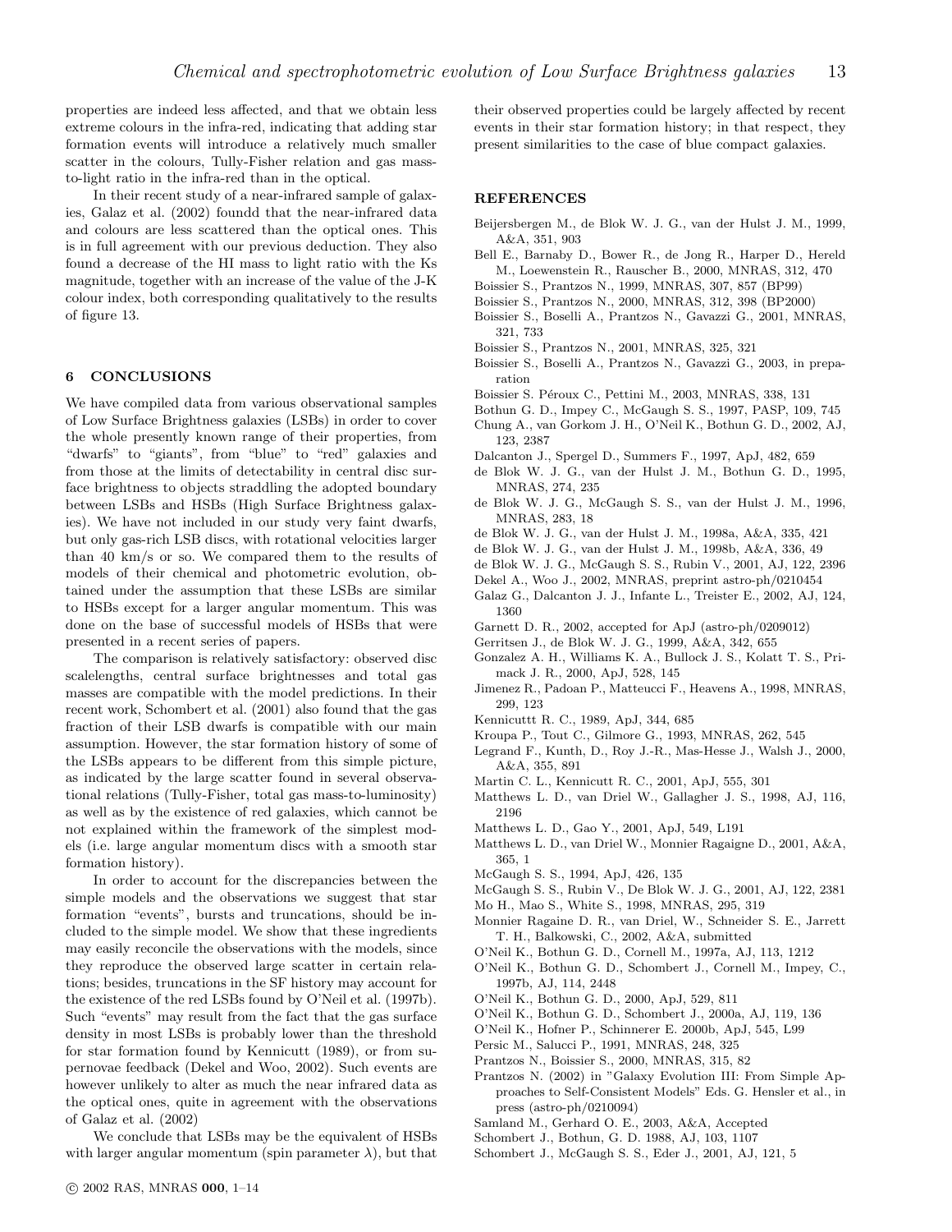properties are indeed less affected, and that we obtain less extreme colours in the infra-red, indicating that adding star formation events will introduce a relatively much smaller scatter in the colours, Tully-Fisher relation and gas mass-to-light ratio in the infra-red than in the optical.

In their recent study of a near-infrared sample of galaxies, Galaz et al. (2002) foundd that the near-infrared data and colours are less scattered than the optical ones. This is in full agreement with our previous deduction. They also found a decrease of the HI mass to light ratio with the Ks magnitude, together with an increase of the value of the J-K colour index, both corresponding qualitatively to the results of figure 13.

## 6 CONCLUSIONS

We have compiled data from various observational samples of Low Surface Brightness galaxies (LSBs) in order to cover the whole presently known range of their properties, from "dwarfs" to "giants", from "blue" to "red" galaxies and from those at the limits of detectability in central disc surface brightness to objects straddling the adopted boundary between LSBs and HSBs (High Surface Brightness galaxies). We have not included in our study very faint dwarfs, but only gas-rich LSB discs, with rotational velocities larger than 40 km/s or so. We compared them to the results of models of their chemical and photometric evolution, obtained under the assumption that these LSBs are similar to HSBs except for a larger angular momentum. This was done on the base of successful models of HSBs that were presented in a recent series of papers.

The comparison is relatively satisfactory: observed disc scalelengths, central surface brightnesses and total gas masses are compatible with the model predictions. In their recent work, Schombert et al. (2001) also found that the gas fraction of their LSB dwarfs is compatible with our main assumption. However, the star formation history of some of the LSBs appears to be different from this simple picture, as indicated by the large scatter found in several observational relations (Tully-Fisher, total gas mass-to-luminosity) as well as by the existence of red galaxies, which cannot be not explained within the framework of the simplest models (i.e. large angular momentum discs with a smooth star formation history).

In order to account for the discrepancies between the simple models and the observations we suggest that star formation "events", bursts and truncations, should be included to the simple model. We show that these ingredients may easily reconcile the observations with the models, since they reproduce the observed large scatter in certain relations; besides, truncations in the SF history may account for the existence of the red LSBs found by O'Neil et al. (1997b). Such "events" may result from the fact that the gas surface density in most LSBs is probably lower than the threshold for star formation found by Kennicutt (1989), or from supernovae feedback (Dekel and Woo, 2002). Such events are however unlikely to alter as much the near infrared data as the optical ones, quite in agreement with the observations of Galaz et al. (2002)

We conclude that LSBs may be the equivalent of HSBs with larger angular momentum (spin parameter $\lambda$), but that their observed properties could be largely affected by recent events in their star formation history; in that respect, they present similarities to the case of blue compact galaxies.

## REFERENCES

Beijersbergen M., de Blok W. J. G., van der Hulst J. M., 1999, A&A, 351, 903

Bell E., Barnaby D., Bower R., de Jong R., Harper D., Hereld M., Loewenstein R., Rauscher B., 2000, MNRAS, 312, 470

Boissier S., Prantzos N., 1999, MNRAS, 307, 857 (BP99)

Boissier S., Prantzos N., 2000, MNRAS, 312, 398 (BP2000)

Boissier S., Boselli A., Prantzos N., Gavazzi G., 2001, MNRAS, 321, 733

Boissier S., Prantzos N., 2001, MNRAS, 325, 321

Boissier S., Boselli A., Prantzos N., Gavazzi G., 2003, in preparation

Boissier S. Péroux C., Pettini M., 2003, MNRAS, 338, 131

Bothun G. D., Impey C., McGaugh S. S., 1997, PASP, 109, 745

Chung A., van Gorkom J. H., O'Neil K., Bothun G. D., 2002, AJ, 123, 2387

Dalcanton J., Spergel D., Summers F., 1997, ApJ, 482, 659

de Blok W. J. G., van der Hulst J. M., Bothun G. D., 1995, MNRAS, 274, 235

de Blok W. J. G., McGaugh S. S., van der Hulst J. M., 1996, MNRAS, 283, 18

de Blok W. J. G., van der Hulst J. M., 1998a, A&A, 335, 421

de Blok W. J. G., van der Hulst J. M., 1998b, A&A, 336, 49

de Blok W. J. G., McGaugh S. S., Rubin V., 2001, AJ, 122, 2396

Dekel A., Woo J., 2002, MNRAS, preprint astro-ph/0210454

Galaz G., Dalcanton J. J., Infante L., Treister E., 2002, AJ, 124, 1360

Garnett D. R., 2002, accepted for ApJ (astro-ph/0209012)

Gerritsen J., de Blok W. J. G., 1999, A&A, 342, 655

Gonzalez A. H., Williams K. A., Bullock J. S., Kolatt T. S., Primack J. R., 2000, ApJ, 528, 145

Jimenez R., Padoan P., Matteucci F., Heavens A., 1998, MNRAS, 299, 123

Kennicuttt R. C., 1989, ApJ, 344, 685

Kroupa P., Tout C., Gilmore G., 1993, MNRAS, 262, 545

Legrand F., Kunth, D., Roy J.-R., Mas-Hesse J., Walsh J., 2000, A&A, 355, 891

Martin C. L., Kennicutt R. C., 2001, ApJ, 555, 301

Matthews L. D., van Driel W., Gallagher J. S., 1998, AJ, 116, 2196

Matthews L. D., Gao Y., 2001, ApJ, 549, L191

Matthews L. D., van Driel W., Monnier Ragaigne D., 2001, A&A, 365, 1

McGaugh S. S., 1994, ApJ, 426, 135

McGaugh S. S., Rubin V., De Blok W. J. G., 2001, AJ, 122, 2381

Mo H., Mao S., White S., 1998, MNRAS, 295, 319

Monnier Ragaine D. R., van Driel, W., Schneider S. E., Jarrett T. H., Balkowski, C., 2002, A&A, submitted

O'Neil K., Bothun G. D., Cornell M., 1997a, AJ, 113, 1212

O'Neil K., Bothun G. D., Schombert J., Cornell M., Impey, C., 1997b, AJ, 114, 2448

O'Neil K., Bothun G. D., 2000, ApJ, 529, 811

O'Neil K., Bothun G. D., Schombert J., 2000a, AJ, 119, 136

O'Neil K., Hofner P., Schinnerer E. 2000b, ApJ, 545, L99

Persic M., Salucci P., 1991, MNRAS, 248, 325

Prantzos N., Boissier S., 2000, MNRAS, 315, 82

Prantzos N. (2002) in "Galaxy Evolution III: From Simple Approaches to Self-Consistent Models" Eds. G. Hensler et al., in press (astro-ph/0210094)

Samland M., Gerhard O. E., 2003, A&A, Accepted

Schombert J., Bothun, G. D. 1988, AJ, 103, 1107

Schombert J., McGaugh S. S., Eder J., 2001, AJ, 121, 5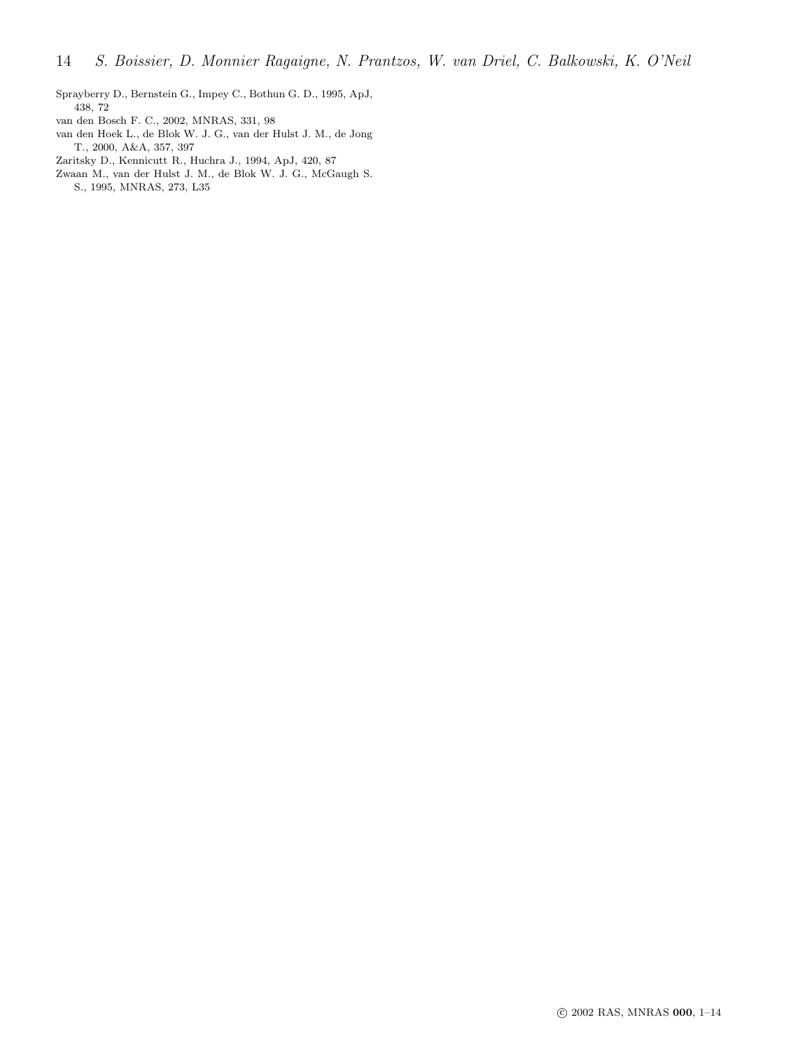Sprayberry D., Bernstein G., Impey C., Bothun G. D., 1995, ApJ, 438, 72

van den Bosch F. C., 2002, MNRAS, 331, 98

van den Hoek L., de Blok W. J. G., van der Hulst J. M., de Jong T., 2000, A&A, 357, 397

Zaritsky D., Kennicutt R., Huchra J., 1994, ApJ, 420, 87

Zwaan M., van der Hulst J. M., de Blok W. J. G., McGaugh S. S., 1995, MNRAS, 273, L35